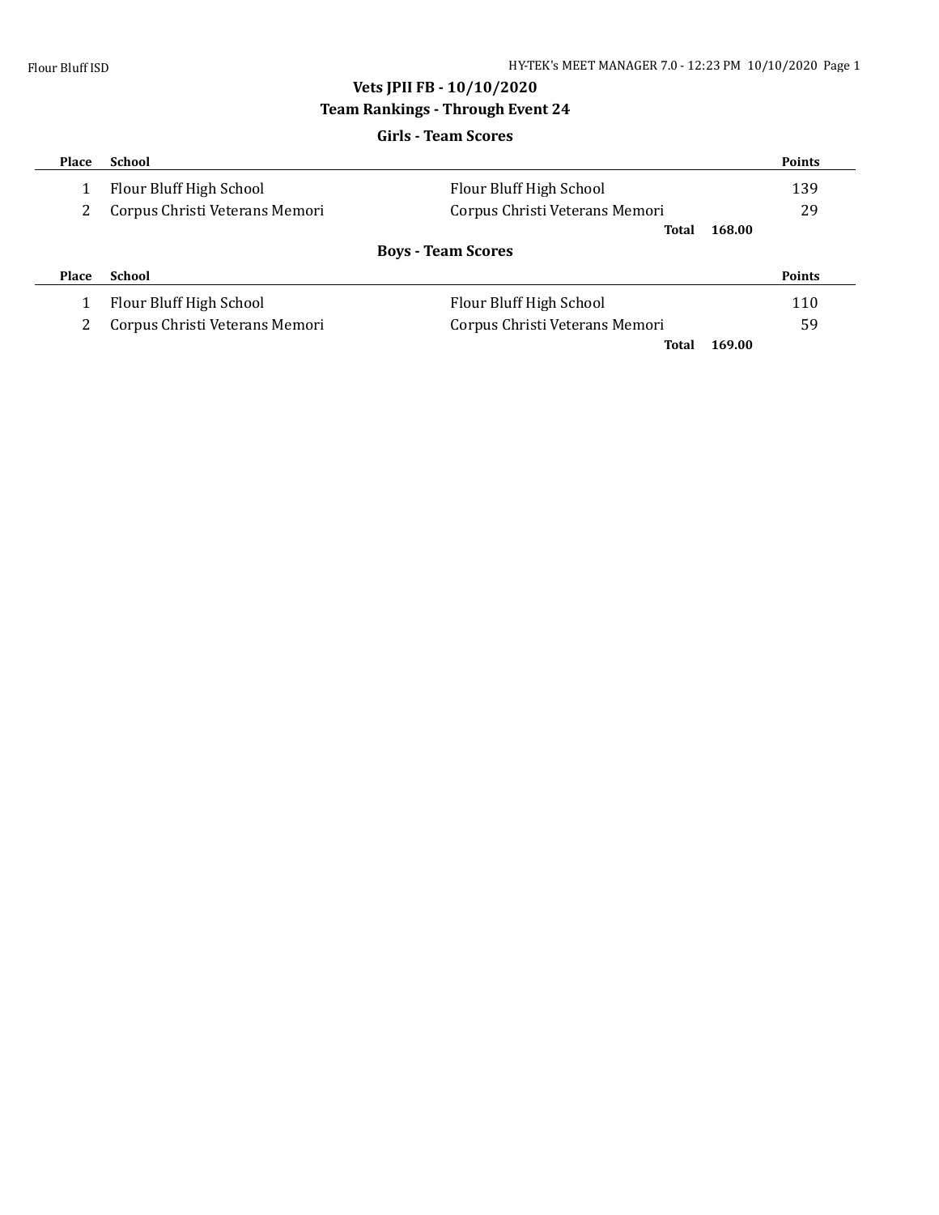# Vets JPII FB - 10/10/2020

## Team Rankings - Through Event 24

### Girls - Team Scores

| Place | School | | Points |
|---|---|---|---|
| 1 | Flour Bluff High School | Flour Bluff High School | 139 |
| 2 | Corpus Christi Veterans Memori | Corpus Christi Veterans Memori | 29 |
| | | **Total** | **168.00** |

### Boys - Team Scores

| Place | School | | Points |
|---|---|---|---|
| 1 | Flour Bluff High School | Flour Bluff High School | 110 |
| 2 | Corpus Christi Veterans Memori | Corpus Christi Veterans Memori | 59 |
| | | **Total** | **169.00** |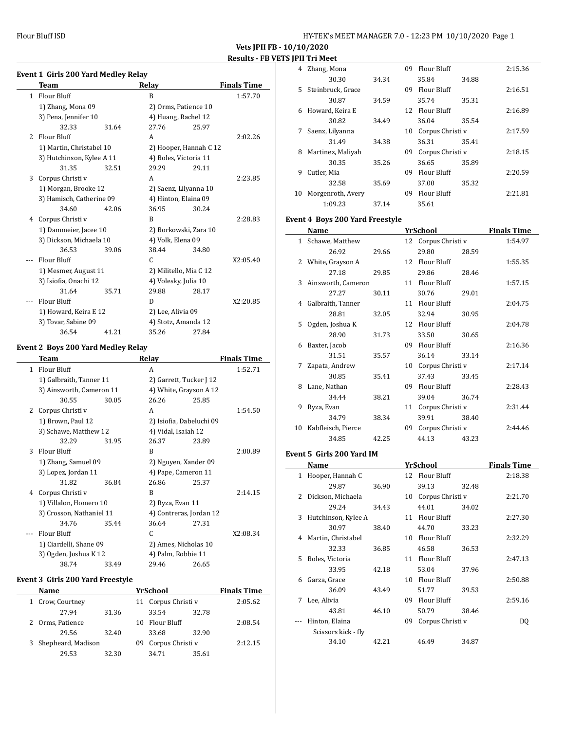**Vets JPII FB - 10/10/2020**

**Results - FB VETS JPII Tri Meet**

### Event 1 Girls 200 Yard Medley Relay

| | Team | | Relay | | Finals Time |
|---|---|---|---|---|---|
| 1 | Flour Bluff | | B | | 1:57.70 |
| | 1) Zhang, Mona 09 | | 2) Orms, Patience 10 | | |
| | 3) Pena, Jennifer 10 | | 4) Huang, Rachel 12 | | |
| | 32.33 | 31.64 | 27.76 | 25.97 | |
| 2 | Flour Bluff | | A | | 2:02.26 |
| | 1) Martin, Christabel 10 | | 2) Hooper, Hannah C 12 | | |
| | 3) Hutchinson, Kylee A 11 | | 4) Boles, Victoria 11 | | |
| | 31.35 | 32.51 | 29.29 | 29.11 | |
| 3 | Corpus Christi v | | A | | 2:23.85 |
| | 1) Morgan, Brooke 12 | | 2) Saenz, Lilyanna 10 | | |
| | 3) Hamisch, Catherine 09 | | 4) Hinton, Elaina 09 | | |
| | 34.60 | 42.06 | 36.95 | 30.24 | |
| 4 | Corpus Christi v | | B | | 2:28.83 |
| | 1) Dammeier, Jacee 10 | | 2) Borkowski, Zara 10 | | |
| | 3) Dickson, Michaela 10 | | 4) Volk, Elena 09 | | |
| | 36.53 | 39.06 | 38.44 | 34.80 | |
| --- | Flour Bluff | | C | | X2:05.40 |
| | 1) Mesmer, August 11 | | 2) Militello, Mia C 12 | | |
| | 3) Isiofia, Onachi 12 | | 4) Volesky, Julia 10 | | |
| | 31.64 | 35.71 | 29.88 | 28.17 | |
| --- | Flour Bluff | | D | | X2:20.85 |
| | 1) Howard, Keira E 12 | | 2) Lee, Alivia 09 | | |
| | 3) Tovar, Sabine 09 | | 4) Stotz, Amanda 12 | | |
| | 36.54 | 41.21 | 35.26 | 27.84 | |

### Event 2 Boys 200 Yard Medley Relay

| | Team | | Relay | | Finals Time |
|---|---|---|---|---|---|
| 1 | Flour Bluff | | A | | 1:52.71 |
| | 1) Galbraith, Tanner 11 | | 2) Garrett, Tucker J 12 | | |
| | 3) Ainsworth, Cameron 11 | | 4) White, Grayson A 12 | | |
| | 30.55 | 30.05 | 26.26 | 25.85 | |
| 2 | Corpus Christi v | | A | | 1:54.50 |
| | 1) Brown, Paul 12 | | 2) Isiofia, Dabeluchi 09 | | |
| | 3) Schawe, Matthew 12 | | 4) Vidal, Isaiah 12 | | |
| | 32.29 | 31.95 | 26.37 | 23.89 | |
| 3 | Flour Bluff | | B | | 2:00.89 |
| | 1) Zhang, Samuel 09 | | 2) Nguyen, Xander 09 | | |
| | 3) Lopez, Jordan 11 | | 4) Pape, Cameron 11 | | |
| | 31.82 | 36.84 | 26.86 | 25.37 | |
| 4 | Corpus Christi v | | B | | 2:14.15 |
| | 1) Villalon, Homero 10 | | 2) Ryza, Evan 11 | | |
| | 3) Crosson, Nathaniel 11 | | 4) Contreras, Jordan 12 | | |
| | 34.76 | 35.44 | 36.64 | 27.31 | |
| --- | Flour Bluff | | C | | X2:08.34 |
| | 1) Ciardelli, Shane 09 | | 2) Ames, Nicholas 10 | | |
| | 3) Ogden, Joshua K 12 | | 4) Palm, Robbie 11 | | |
| | 38.74 | 33.49 | 29.46 | 26.65 | |

### Event 3 Girls 200 Yard Freestyle

| | Name | | Yr | School | | Finals Time |
|---|---|---|---|---|---|---|
| 1 | Crow, Courtney | | 11 | Corpus Christi v | | 2:05.62 |
| | 27.94 | 31.36 | | 33.54 | 32.78 | |
| 2 | Orms, Patience | | 10 | Flour Bluff | | 2:08.54 |
| | 29.56 | 32.40 | | 33.68 | 32.90 | |
| 3 | Shepheard, Madison | | 09 | Corpus Christi v | | 2:12.15 |
| | 29.53 | 32.30 | | 34.71 | 35.61 | |
| 4 | Zhang, Mona | | 09 | Flour Bluff | | 2:15.36 |
| | 30.30 | 34.34 | | 35.84 | 34.88 | |
| 5 | Steinbruck, Grace | | 09 | Flour Bluff | | 2:16.51 |
| | 30.87 | 34.59 | | 35.74 | 35.31 | |
| 6 | Howard, Keira E | | 12 | Flour Bluff | | 2:16.89 |
| | 30.82 | 34.49 | | 36.04 | 35.54 | |
| 7 | Saenz, Lilyanna | | 10 | Corpus Christi v | | 2:17.59 |
| | 31.49 | 34.38 | | 36.31 | 35.41 | |
| 8 | Martinez, Maliyah | | 09 | Corpus Christi v | | 2:18.15 |
| | 30.35 | 35.26 | | 36.65 | 35.89 | |
| 9 | Cutler, Mia | | 09 | Flour Bluff | | 2:20.59 |
| | 32.58 | 35.69 | | 37.00 | 35.32 | |
| 10 | Morgenroth, Avery | | 09 | Flour Bluff | | 2:21.81 |
| | 1:09.23 | 37.14 | | 35.61 | | |

### Event 4 Boys 200 Yard Freestyle

| | Name | | Yr | School | | Finals Time |
|---|---|---|---|---|---|---|
| 1 | Schawe, Matthew | | 12 | Corpus Christi v | | 1:54.97 |
| | 26.92 | 29.66 | | 29.80 | 28.59 | |
| 2 | White, Grayson A | | 12 | Flour Bluff | | 1:55.35 |
| | 27.18 | 29.85 | | 29.86 | 28.46 | |
| 3 | Ainsworth, Cameron | | 11 | Flour Bluff | | 1:57.15 |
| | 27.27 | 30.11 | | 30.76 | 29.01 | |
| 4 | Galbraith, Tanner | | 11 | Flour Bluff | | 2:04.75 |
| | 28.81 | 32.05 | | 32.94 | 30.95 | |
| 5 | Ogden, Joshua K | | 12 | Flour Bluff | | 2:04.78 |
| | 28.90 | 31.73 | | 33.50 | 30.65 | |
| 6 | Baxter, Jacob | | 09 | Flour Bluff | | 2:16.36 |
| | 31.51 | 35.57 | | 36.14 | 33.14 | |
| 7 | Zapata, Andrew | | 10 | Corpus Christi v | | 2:17.14 |
| | 30.85 | 35.41 | | 37.43 | 33.45 | |
| 8 | Lane, Nathan | | 09 | Flour Bluff | | 2:28.43 |
| | 34.44 | 38.21 | | 39.04 | 36.74 | |
| 9 | Ryza, Evan | | 11 | Corpus Christi v | | 2:31.44 |
| | 34.79 | 38.34 | | 39.91 | 38.40 | |
| 10 | Kabfleisch, Pierce | | 09 | Corpus Christi v | | 2:44.46 |
| | 34.85 | 42.25 | | 44.13 | 43.23 | |

### Event 5 Girls 200 Yard IM

| | Name | | Yr | School | | Finals Time |
|---|---|---|---|---|---|---|
| 1 | Hooper, Hannah C | | 12 | Flour Bluff | | 2:18.38 |
| | 29.87 | 36.90 | | 39.13 | 32.48 | |
| 2 | Dickson, Michaela | | 10 | Corpus Christi v | | 2:21.70 |
| | 29.24 | 34.43 | | 44.01 | 34.02 | |
| 3 | Hutchinson, Kylee A | | 11 | Flour Bluff | | 2:27.30 |
| | 30.97 | 38.40 | | 44.70 | 33.23 | |
| 4 | Martin, Christabel | | 10 | Flour Bluff | | 2:32.29 |
| | 32.33 | 36.85 | | 46.58 | 36.53 | |
| 5 | Boles, Victoria | | 11 | Flour Bluff | | 2:47.13 |
| | 33.95 | 42.18 | | 53.04 | 37.96 | |
| 6 | Garza, Grace | | 10 | Flour Bluff | | 2:50.88 |
| | 36.09 | 43.49 | | 51.77 | 39.53 | |
| 7 | Lee, Alivia | | 09 | Flour Bluff | | 2:59.16 |
| | 43.81 | 46.10 | | 50.79 | 38.46 | |
| --- | Hinton, Elaina | | 09 | Corpus Christi v | | DQ |
| | Scissors kick - fly | | | | | |
| | 34.10 | 42.21 | | 46.49 | 34.87 | |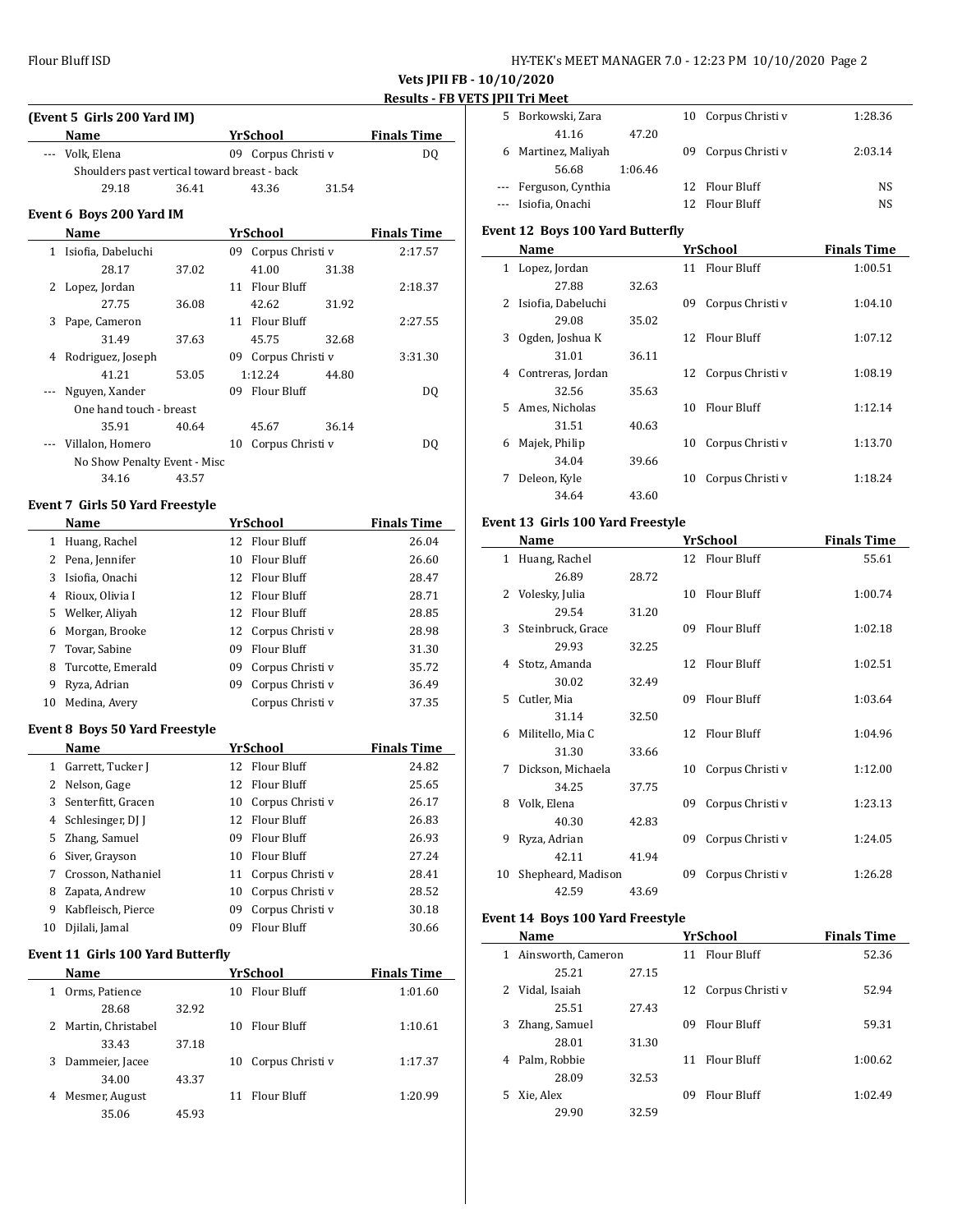**Vets JPII FB - 10/10/2020**

**Results - FB VETS JPII Tri Meet**

### (Event 5 Girls 200 Yard IM)

| | Name | Yr | School | Finals Time |
|---|---|---|---|---|
| --- | Volk, Elena | 09 | Corpus Christi v | DQ |
| | Shoulders past vertical toward breast - back | | | |
| | 29.18 36.41 43.36 31.54 | | | |

### Event 6 Boys 200 Yard IM

| | Name | Yr | School | Finals Time |
|---|---|---|---|---|
| 1 | Isiofia, Dabeluchi | 09 | Corpus Christi v | 2:17.57 |
| | 28.17 37.02 41.00 31.38 | | | |
| 2 | Lopez, Jordan | 11 | Flour Bluff | 2:18.37 |
| | 27.75 36.08 42.62 31.92 | | | |
| 3 | Pape, Cameron | 11 | Flour Bluff | 2:27.55 |
| | 31.49 37.63 45.75 32.68 | | | |
| 4 | Rodriguez, Joseph | 09 | Corpus Christi v | 3:31.30 |
| | 41.21 53.05 1:12.24 44.80 | | | |
| --- | Nguyen, Xander | 09 | Flour Bluff | DQ |
| | One hand touch - breast | | | |
| | 35.91 40.64 45.67 36.14 | | | |
| --- | Villalon, Homero | 10 | Corpus Christi v | DQ |
| | No Show Penalty Event - Misc | | | |
| | 34.16 43.57 | | | |

### Event 7 Girls 50 Yard Freestyle

| | Name | Yr | School | Finals Time |
|---|---|---|---|---|
| 1 | Huang, Rachel | 12 | Flour Bluff | 26.04 |
| 2 | Pena, Jennifer | 10 | Flour Bluff | 26.60 |
| 3 | Isiofia, Onachi | 12 | Flour Bluff | 28.47 |
| 4 | Rioux, Olivia I | 12 | Flour Bluff | 28.71 |
| 5 | Welker, Aliyah | 12 | Flour Bluff | 28.85 |
| 6 | Morgan, Brooke | 12 | Corpus Christi v | 28.98 |
| 7 | Tovar, Sabine | 09 | Flour Bluff | 31.30 |
| 8 | Turcotte, Emerald | 09 | Corpus Christi v | 35.72 |
| 9 | Ryza, Adrian | 09 | Corpus Christi v | 36.49 |
| 10 | Medina, Avery | | Corpus Christi v | 37.35 |

### Event 8 Boys 50 Yard Freestyle

| | Name | Yr | School | Finals Time |
|---|---|---|---|---|
| 1 | Garrett, Tucker J | 12 | Flour Bluff | 24.82 |
| 2 | Nelson, Gage | 12 | Flour Bluff | 25.65 |
| 3 | Senterfitt, Gracen | 10 | Corpus Christi v | 26.17 |
| 4 | Schlesinger, DJ J | 12 | Flour Bluff | 26.83 |
| 5 | Zhang, Samuel | 09 | Flour Bluff | 26.93 |
| 6 | Siver, Grayson | 10 | Flour Bluff | 27.24 |
| 7 | Crosson, Nathaniel | 11 | Corpus Christi v | 28.41 |
| 8 | Zapata, Andrew | 10 | Corpus Christi v | 28.52 |
| 9 | Kabfleisch, Pierce | 09 | Corpus Christi v | 30.18 |
| 10 | Djilali, Jamal | 09 | Flour Bluff | 30.66 |

### Event 11 Girls 100 Yard Butterfly

| | Name | Yr | School | Finals Time |
|---|---|---|---|---|
| 1 | Orms, Patience | 10 | Flour Bluff | 1:01.60 |
| | 28.68 32.92 | | | |
| 2 | Martin, Christabel | 10 | Flour Bluff | 1:10.61 |
| | 33.43 37.18 | | | |
| 3 | Dammeier, Jacee | 10 | Corpus Christi v | 1:17.37 |
| | 34.00 43.37 | | | |
| 4 | Mesmer, August | 11 | Flour Bluff | 1:20.99 |
| | 35.06 45.93 | | | |
| 5 | Borkowski, Zara | 10 | Corpus Christi v | 1:28.36 |
| | 41.16 47.20 | | | |
| 6 | Martinez, Maliyah | 09 | Corpus Christi v | 2:03.14 |
| | 56.68 1:06.46 | | | |
| --- | Ferguson, Cynthia | 12 | Flour Bluff | NS |
| --- | Isiofia, Onachi | 12 | Flour Bluff | NS |

### Event 12 Boys 100 Yard Butterfly

| | Name | Yr | School | Finals Time |
|---|---|---|---|---|
| 1 | Lopez, Jordan | 11 | Flour Bluff | 1:00.51 |
| | 27.88 32.63 | | | |
| 2 | Isiofia, Dabeluchi | 09 | Corpus Christi v | 1:04.10 |
| | 29.08 35.02 | | | |
| 3 | Ogden, Joshua K | 12 | Flour Bluff | 1:07.12 |
| | 31.01 36.11 | | | |
| 4 | Contreras, Jordan | 12 | Corpus Christi v | 1:08.19 |
| | 32.56 35.63 | | | |
| 5 | Ames, Nicholas | 10 | Flour Bluff | 1:12.14 |
| | 31.51 40.63 | | | |
| 6 | Majek, Philip | 10 | Corpus Christi v | 1:13.70 |
| | 34.04 39.66 | | | |
| 7 | Deleon, Kyle | 10 | Corpus Christi v | 1:18.24 |
| | 34.64 43.60 | | | |

### Event 13 Girls 100 Yard Freestyle

| | Name | Yr | School | Finals Time |
|---|---|---|---|---|
| 1 | Huang, Rachel | 12 | Flour Bluff | 55.61 |
| | 26.89 28.72 | | | |
| 2 | Volesky, Julia | 10 | Flour Bluff | 1:00.74 |
| | 29.54 31.20 | | | |
| 3 | Steinbruck, Grace | 09 | Flour Bluff | 1:02.18 |
| | 29.93 32.25 | | | |
| 4 | Stotz, Amanda | 12 | Flour Bluff | 1:02.51 |
| | 30.02 32.49 | | | |
| 5 | Cutler, Mia | 09 | Flour Bluff | 1:03.64 |
| | 31.14 32.50 | | | |
| 6 | Militello, Mia C | 12 | Flour Bluff | 1:04.96 |
| | 31.30 33.66 | | | |
| 7 | Dickson, Michaela | 10 | Corpus Christi v | 1:12.00 |
| | 34.25 37.75 | | | |
| 8 | Volk, Elena | 09 | Corpus Christi v | 1:23.13 |
| | 40.30 42.83 | | | |
| 9 | Ryza, Adrian | 09 | Corpus Christi v | 1:24.05 |
| | 42.11 41.94 | | | |
| 10 | Shepheard, Madison | 09 | Corpus Christi v | 1:26.28 |
| | 42.59 43.69 | | | |

### Event 14 Boys 100 Yard Freestyle

| | Name | Yr | School | Finals Time |
|---|---|---|---|---|
| 1 | Ainsworth, Cameron | 11 | Flour Bluff | 52.36 |
| | 25.21 27.15 | | | |
| 2 | Vidal, Isaiah | 12 | Corpus Christi v | 52.94 |
| | 25.51 27.43 | | | |
| 3 | Zhang, Samuel | 09 | Flour Bluff | 59.31 |
| | 28.01 31.30 | | | |
| 4 | Palm, Robbie | 11 | Flour Bluff | 1:00.62 |
| | 28.09 32.53 | | | |
| 5 | Xie, Alex | 09 | Flour Bluff | 1:02.49 |
| | 29.90 32.59 | | | |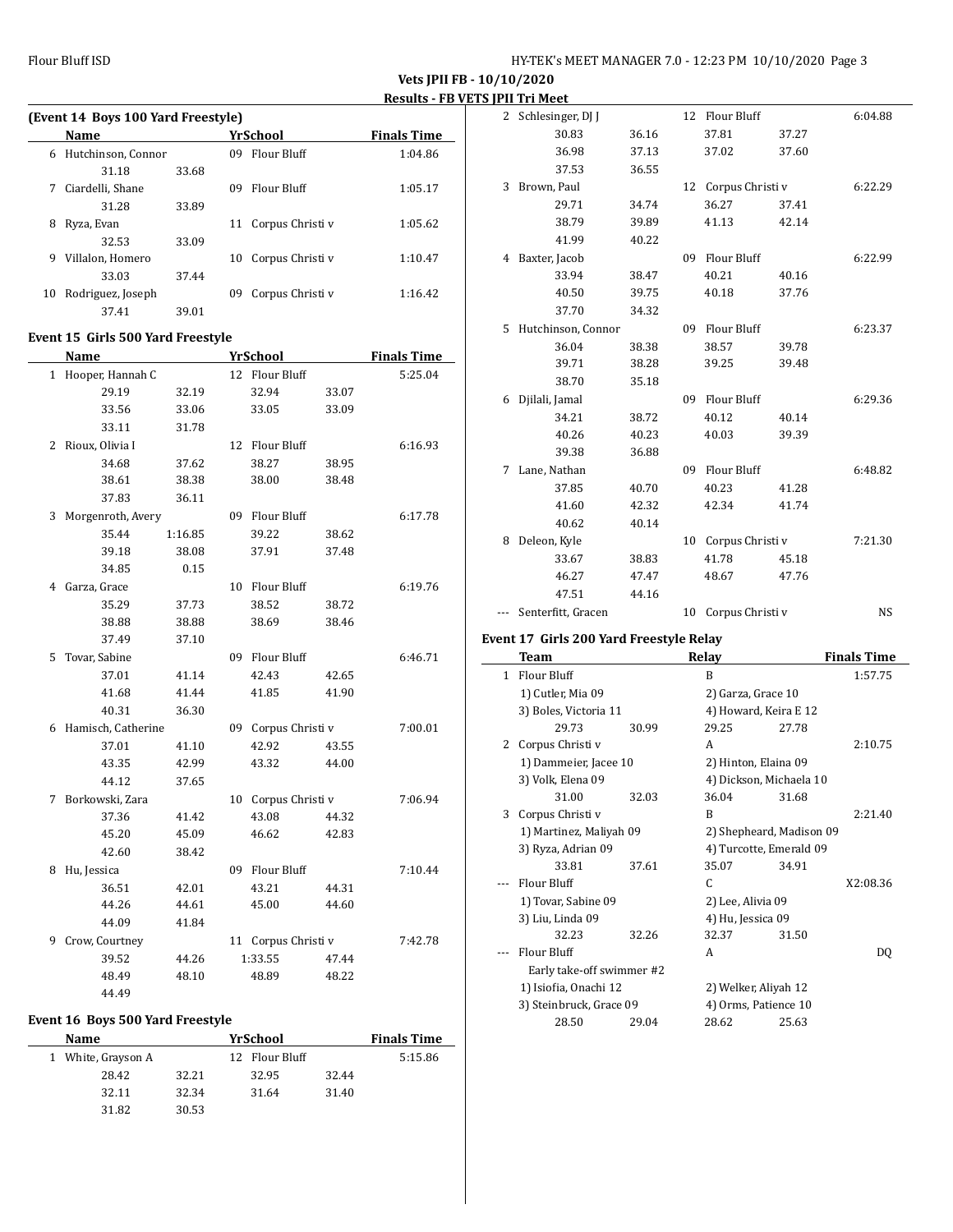**Vets JPII FB - 10/10/2020**

**Results - FB VETS JPII Tri Meet**

### (Event 14 Boys 100 Yard Freestyle)

| | Name | Yr | School | Finals Time |
|---|---|---|---|---|
| 6 | Hutchinson, Connor | 09 | Flour Bluff | 1:04.86 |
| | 31.18 33.68 | | | |
| 7 | Ciardelli, Shane | 09 | Flour Bluff | 1:05.17 |
| | 31.28 33.89 | | | |
| 8 | Ryza, Evan | 11 | Corpus Christi v | 1:05.62 |
| | 32.53 33.09 | | | |
| 9 | Villalon, Homero | 10 | Corpus Christi v | 1:10.47 |
| | 33.03 37.44 | | | |
| 10 | Rodriguez, Joseph | 09 | Corpus Christi v | 1:16.42 |
| | 37.41 39.01 | | | |

### Event 15 Girls 500 Yard Freestyle

| | Name | Yr | School | Finals Time |
|---|---|---|---|---|
| 1 | Hooper, Hannah C | 12 | Flour Bluff | 5:25.04 |
| | 29.19 32.19 32.94 33.07 | | | |
| | 33.56 33.06 33.05 33.09 | | | |
| | 33.11 31.78 | | | |
| 2 | Rioux, Olivia I | 12 | Flour Bluff | 6:16.93 |
| | 34.68 37.62 38.27 38.95 | | | |
| | 38.61 38.38 38.00 38.48 | | | |
| | 37.83 36.11 | | | |
| 3 | Morgenroth, Avery | 09 | Flour Bluff | 6:17.78 |
| | 35.44 1:16.85 39.22 38.62 | | | |
| | 39.18 38.08 37.91 37.48 | | | |
| | 34.85 0.15 | | | |
| 4 | Garza, Grace | 10 | Flour Bluff | 6:19.76 |
| | 35.29 37.73 38.52 38.72 | | | |
| | 38.88 38.88 38.69 38.46 | | | |
| | 37.49 37.10 | | | |
| 5 | Tovar, Sabine | 09 | Flour Bluff | 6:46.71 |
| | 37.01 41.14 42.43 42.65 | | | |
| | 41.68 41.44 41.85 41.90 | | | |
| | 40.31 36.30 | | | |
| 6 | Hamisch, Catherine | 09 | Corpus Christi v | 7:00.01 |
| | 37.01 41.10 42.92 43.55 | | | |
| | 43.35 42.99 43.32 44.00 | | | |
| | 44.12 37.65 | | | |
| 7 | Borkowski, Zara | 10 | Corpus Christi v | 7:06.94 |
| | 37.36 41.42 43.08 44.32 | | | |
| | 45.20 45.09 46.62 42.83 | | | |
| | 42.60 38.42 | | | |
| 8 | Hu, Jessica | 09 | Flour Bluff | 7:10.44 |
| | 36.51 42.01 43.21 44.31 | | | |
| | 44.26 44.61 45.00 44.60 | | | |
| | 44.09 41.84 | | | |
| 9 | Crow, Courtney | 11 | Corpus Christi v | 7:42.78 |
| | 39.52 44.26 1:33.55 47.44 | | | |
| | 48.49 48.10 48.89 48.22 | | | |
| | 44.49 | | | |

### Event 16 Boys 500 Yard Freestyle

| | Name | Yr | School | Finals Time |
|---|---|---|---|---|
| 1 | White, Grayson A | 12 | Flour Bluff | 5:15.86 |
| | 28.42 32.21 32.95 32.44 | | | |
| | 32.11 32.34 31.64 31.40 | | | |
| | 31.82 30.53 | | | |
| 2 | Schlesinger, DJ J | 12 | Flour Bluff | 6:04.88 |
| | 30.83 36.16 37.81 37.27 | | | |
| | 36.98 37.13 37.02 37.60 | | | |
| | 37.53 36.55 | | | |
| 3 | Brown, Paul | 12 | Corpus Christi v | 6:22.29 |
| | 29.71 34.74 36.27 37.41 | | | |
| | 38.79 39.89 41.13 42.14 | | | |
| | 41.99 40.22 | | | |
| 4 | Baxter, Jacob | 09 | Flour Bluff | 6:22.99 |
| | 33.94 38.47 40.21 40.16 | | | |
| | 40.50 39.75 40.18 37.76 | | | |
| | 37.70 34.32 | | | |
| 5 | Hutchinson, Connor | 09 | Flour Bluff | 6:23.37 |
| | 36.04 38.38 38.57 39.78 | | | |
| | 39.71 38.28 39.25 39.48 | | | |
| | 38.70 35.18 | | | |
| 6 | Djilali, Jamal | 09 | Flour Bluff | 6:29.36 |
| | 34.21 38.72 40.12 40.14 | | | |
| | 40.26 40.23 40.03 39.39 | | | |
| | 39.38 36.88 | | | |
| 7 | Lane, Nathan | 09 | Flour Bluff | 6:48.82 |
| | 37.85 40.70 40.23 41.28 | | | |
| | 41.60 42.32 42.34 41.74 | | | |
| | 40.62 40.14 | | | |
| 8 | Deleon, Kyle | 10 | Corpus Christi v | 7:21.30 |
| | 33.67 38.83 41.78 45.18 | | | |
| | 46.27 47.47 48.67 47.76 | | | |
| | 47.51 44.16 | | | |
| --- | Senterfitt, Gracen | 10 | Corpus Christi v | NS |

### Event 17 Girls 200 Yard Freestyle Relay

| | Team | Relay | Finals Time |
|---|---|---|---|
| 1 | Flour Bluff | B | 1:57.75 |
| | 1) Cutler, Mia 09 | 2) Garza, Grace 10 | |
| | 3) Boles, Victoria 11 | 4) Howard, Keira E 12 | |
| | 29.73 30.99 | 29.25 27.78 | |
| 2 | Corpus Christi v | A | 2:10.75 |
| | 1) Dammeier, Jacee 10 | 2) Hinton, Elaina 09 | |
| | 3) Volk, Elena 09 | 4) Dickson, Michaela 10 | |
| | 31.00 32.03 | 36.04 31.68 | |
| 3 | Corpus Christi v | B | 2:21.40 |
| | 1) Martinez, Maliyah 09 | 2) Shepheard, Madison 09 | |
| | 3) Ryza, Adrian 09 | 4) Turcotte, Emerald 09 | |
| | 33.81 37.61 | 35.07 34.91 | |
| --- | Flour Bluff | C | X2:08.36 |
| | 1) Tovar, Sabine 09 | 2) Lee, Alivia 09 | |
| | 3) Liu, Linda 09 | 4) Hu, Jessica 09 | |
| | 32.23 32.26 | 32.37 31.50 | |
| --- | Flour Bluff | A | DQ |
| | Early take-off swimmer #2 | | |
| | 1) Isiofia, Onachi 12 | 2) Welker, Aliyah 12 | |
| | 3) Steinbruck, Grace 09 | 4) Orms, Patience 10 | |
| | 28.50 29.04 | 28.62 25.63 | |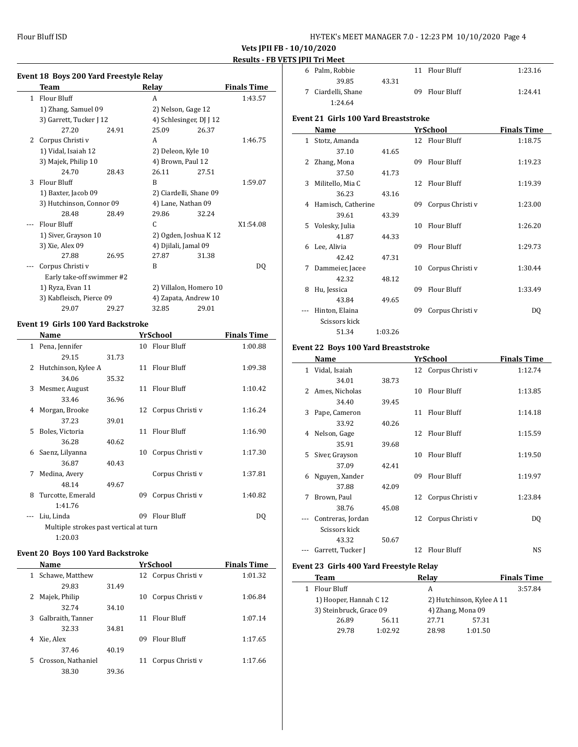## Vets JPII FB - 10/10/2020

### Results - FB VETS JPII Tri Meet

#### Event 18 Boys 200 Yard Freestyle Relay

| | Team | | Relay | | Finals Time |
|---|---|---|---|---|---|
| 1 | Flour Bluff | | A | | 1:43.57 |
| | 1) Zhang, Samuel 09 | | 2) Nelson, Gage 12 | | |
| | 3) Garrett, Tucker J 12 | | 4) Schlesinger, DJ J 12 | | |
| | 27.20 | 24.91 | 25.09 | 26.37 | |
| 2 | Corpus Christi v | | A | | 1:46.75 |
| | 1) Vidal, Isaiah 12 | | 2) Deleon, Kyle 10 | | |
| | 3) Majek, Philip 10 | | 4) Brown, Paul 12 | | |
| | 24.70 | 28.43 | 26.11 | 27.51 | |
| 3 | Flour Bluff | | B | | 1:59.07 |
| | 1) Baxter, Jacob 09 | | 2) Ciardelli, Shane 09 | | |
| | 3) Hutchinson, Connor 09 | | 4) Lane, Nathan 09 | | |
| | 28.48 | 28.49 | 29.86 | 32.24 | |
| --- | Flour Bluff | | C | | X1:54.08 |
| | 1) Siver, Grayson 10 | | 2) Ogden, Joshua K 12 | | |
| | 3) Xie, Alex 09 | | 4) Djilali, Jamal 09 | | |
| | 27.88 | 26.95 | 27.87 | 31.38 | |
| --- | Corpus Christi v | | B | | DQ |
| | Early take-off swimmer #2 | | | | |
| | 1) Ryza, Evan 11 | | 2) Villalon, Homero 10 | | |
| | 3) Kabfleisch, Pierce 09 | | 4) Zapata, Andrew 10 | | |
| | 29.07 | 29.27 | 32.85 | 29.01 | |

#### Event 19 Girls 100 Yard Backstroke

| | Name | | Yr | School | Finals Time |
|---|---|---|---|---|---|
| 1 | Pena, Jennifer | | 10 | Flour Bluff | 1:00.88 |
| | 29.15 | 31.73 | | | |
| 2 | Hutchinson, Kylee A | | 11 | Flour Bluff | 1:09.38 |
| | 34.06 | 35.32 | | | |
| 3 | Mesmer, August | | 11 | Flour Bluff | 1:10.42 |
| | 33.46 | 36.96 | | | |
| 4 | Morgan, Brooke | | 12 | Corpus Christi v | 1:16.24 |
| | 37.23 | 39.01 | | | |
| 5 | Boles, Victoria | | 11 | Flour Bluff | 1:16.90 |
| | 36.28 | 40.62 | | | |
| 6 | Saenz, Lilyanna | | 10 | Corpus Christi v | 1:17.30 |
| | 36.87 | 40.43 | | | |
| 7 | Medina, Avery | | | Corpus Christi v | 1:37.81 |
| | 48.14 | 49.67 | | | |
| 8 | Turcotte, Emerald | | 09 | Corpus Christi v | 1:40.82 |
| | 1:41.76 | | | | |
| --- | Liu, Linda | | 09 | Flour Bluff | DQ |
| | Multiple strokes past vertical at turn | | | | |
| | 1:20.03 | | | | |

#### Event 20 Boys 100 Yard Backstroke

| | Name | | Yr | School | Finals Time |
|---|---|---|---|---|---|
| 1 | Schawe, Matthew | | 12 | Corpus Christi v | 1:01.32 |
| | 29.83 | 31.49 | | | |
| 2 | Majek, Philip | | 10 | Corpus Christi v | 1:06.84 |
| | 32.74 | 34.10 | | | |
| 3 | Galbraith, Tanner | | 11 | Flour Bluff | 1:07.14 |
| | 32.33 | 34.81 | | | |
| 4 | Xie, Alex | | 09 | Flour Bluff | 1:17.65 |
| | 37.46 | 40.19 | | | |
| 5 | Crosson, Nathaniel | | 11 | Corpus Christi v | 1:17.66 |
| | 38.30 | 39.36 | | | |
| 6 | Palm, Robbie | | 11 | Flour Bluff | 1:23.16 |
| | 39.85 | 43.31 | | | |
| 7 | Ciardelli, Shane | | 09 | Flour Bluff | 1:24.41 |
| | 1:24.64 | | | | |

#### Event 21 Girls 100 Yard Breaststroke

| | Name | | Yr | School | Finals Time |
|---|---|---|---|---|---|
| 1 | Stotz, Amanda | | 12 | Flour Bluff | 1:18.75 |
| | 37.10 | 41.65 | | | |
| 2 | Zhang, Mona | | 09 | Flour Bluff | 1:19.23 |
| | 37.50 | 41.73 | | | |
| 3 | Militello, Mia C | | 12 | Flour Bluff | 1:19.39 |
| | 36.23 | 43.16 | | | |
| 4 | Hamisch, Catherine | | 09 | Corpus Christi v | 1:23.00 |
| | 39.61 | 43.39 | | | |
| 5 | Volesky, Julia | | 10 | Flour Bluff | 1:26.20 |
| | 41.87 | 44.33 | | | |
| 6 | Lee, Alivia | | 09 | Flour Bluff | 1:29.73 |
| | 42.42 | 47.31 | | | |
| 7 | Dammeier, Jacee | | 10 | Corpus Christi v | 1:30.44 |
| | 42.32 | 48.12 | | | |
| 8 | Hu, Jessica | | 09 | Flour Bluff | 1:33.49 |
| | 43.84 | 49.65 | | | |
| --- | Hinton, Elaina | | 09 | Corpus Christi v | DQ |
| | Scissors kick | | | | |
| | 51.34 | 1:03.26 | | | |

#### Event 22 Boys 100 Yard Breaststroke

| | Name | | Yr | School | Finals Time |
|---|---|---|---|---|---|
| 1 | Vidal, Isaiah | | 12 | Corpus Christi v | 1:12.74 |
| | 34.01 | 38.73 | | | |
| 2 | Ames, Nicholas | | 10 | Flour Bluff | 1:13.85 |
| | 34.40 | 39.45 | | | |
| 3 | Pape, Cameron | | 11 | Flour Bluff | 1:14.18 |
| | 33.92 | 40.26 | | | |
| 4 | Nelson, Gage | | 12 | Flour Bluff | 1:15.59 |
| | 35.91 | 39.68 | | | |
| 5 | Siver, Grayson | | 10 | Flour Bluff | 1:19.50 |
| | 37.09 | 42.41 | | | |
| 6 | Nguyen, Xander | | 09 | Flour Bluff | 1:19.97 |
| | 37.88 | 42.09 | | | |
| 7 | Brown, Paul | | 12 | Corpus Christi v | 1:23.84 |
| | 38.76 | 45.08 | | | |
| --- | Contreras, Jordan | | 12 | Corpus Christi v | DQ |
| | Scissors kick | | | | |
| | 43.32 | 50.67 | | | |
| --- | Garrett, Tucker J | | 12 | Flour Bluff | NS |

#### Event 23 Girls 400 Yard Freestyle Relay

| | Team | | Relay | | Finals Time |
|---|---|---|---|---|---|
| 1 | Flour Bluff | | A | | 3:57.84 |
| | 1) Hooper, Hannah C 12 | | 2) Hutchinson, Kylee A 11 | | |
| | 3) Steinbruck, Grace 09 | | 4) Zhang, Mona 09 | | |
| | 26.89 | 56.11 | 27.71 | 57.31 | |
| | 29.78 | 1:02.92 | 28.98 | 1:01.50 | |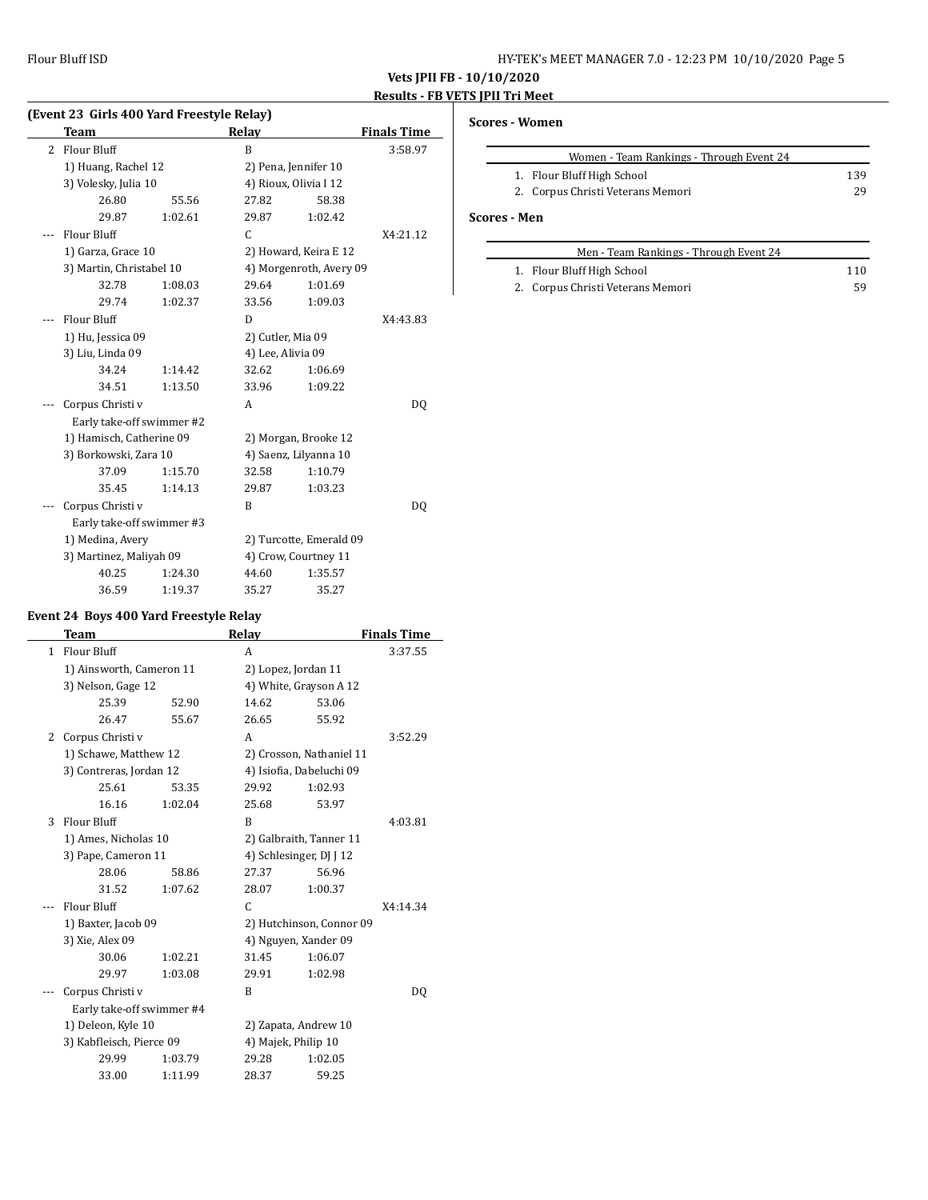**Vets JPII FB - 10/10/2020**

**Results - FB VETS JPII Tri Meet**

### (Event 23 Girls 400 Yard Freestyle Relay)

| | Team | | Relay | | Finals Time |
|---|---|---|---|---|---|
| 2 | Flour Bluff | | B | | 3:58.97 |
| | 1) Huang, Rachel 12 | | 2) Pena, Jennifer 10 | | |
| | 3) Volesky, Julia 10 | | 4) Rioux, Olivia I 12 | | |
| | 26.80 | 55.56 | 27.82 | 58.38 | |
| | 29.87 | 1:02.61 | 29.87 | 1:02.42 | |
| --- | Flour Bluff | | C | | X4:21.12 |
| | 1) Garza, Grace 10 | | 2) Howard, Keira E 12 | | |
| | 3) Martin, Christabel 10 | | 4) Morgenroth, Avery 09 | | |
| | 32.78 | 1:08.03 | 29.64 | 1:01.69 | |
| | 29.74 | 1:02.37 | 33.56 | 1:09.03 | |
| --- | Flour Bluff | | D | | X4:43.83 |
| | 1) Hu, Jessica 09 | | 2) Cutler, Mia 09 | | |
| | 3) Liu, Linda 09 | | 4) Lee, Alivia 09 | | |
| | 34.24 | 1:14.42 | 32.62 | 1:06.69 | |
| | 34.51 | 1:13.50 | 33.96 | 1:09.22 | |
| --- | Corpus Christi v | | A | | DQ |
| | Early take-off swimmer #2 | | | | |
| | 1) Hamisch, Catherine 09 | | 2) Morgan, Brooke 12 | | |
| | 3) Borkowski, Zara 10 | | 4) Saenz, Lilyanna 10 | | |
| | 37.09 | 1:15.70 | 32.58 | 1:10.79 | |
| | 35.45 | 1:14.13 | 29.87 | 1:03.23 | |
| --- | Corpus Christi v | | B | | DQ |
| | Early take-off swimmer #3 | | | | |
| | 1) Medina, Avery | | 2) Turcotte, Emerald 09 | | |
| | 3) Martinez, Maliyah 09 | | 4) Crow, Courtney 11 | | |
| | 40.25 | 1:24.30 | 44.60 | 1:35.57 | |
| | 36.59 | 1:19.37 | 35.27 | 35.27 | |

### Event 24 Boys 400 Yard Freestyle Relay

| | Team | | Relay | | Finals Time |
|---|---|---|---|---|---|
| 1 | Flour Bluff | | A | | 3:37.55 |
| | 1) Ainsworth, Cameron 11 | | 2) Lopez, Jordan 11 | | |
| | 3) Nelson, Gage 12 | | 4) White, Grayson A 12 | | |
| | 25.39 | 52.90 | 14.62 | 53.06 | |
| | 26.47 | 55.67 | 26.65 | 55.92 | |
| 2 | Corpus Christi v | | A | | 3:52.29 |
| | 1) Schawe, Matthew 12 | | 2) Crosson, Nathaniel 11 | | |
| | 3) Contreras, Jordan 12 | | 4) Isiofia, Dabeluchi 09 | | |
| | 25.61 | 53.35 | 29.92 | 1:02.93 | |
| | 16.16 | 1:02.04 | 25.68 | 53.97 | |
| 3 | Flour Bluff | | B | | 4:03.81 |
| | 1) Ames, Nicholas 10 | | 2) Galbraith, Tanner 11 | | |
| | 3) Pape, Cameron 11 | | 4) Schlesinger, DJ J 12 | | |
| | 28.06 | 58.86 | 27.37 | 56.96 | |
| | 31.52 | 1:07.62 | 28.07 | 1:00.37 | |
| --- | Flour Bluff | | C | | X4:14.34 |
| | 1) Baxter, Jacob 09 | | 2) Hutchinson, Connor 09 | | |
| | 3) Xie, Alex 09 | | 4) Nguyen, Xander 09 | | |
| | 30.06 | 1:02.21 | 31.45 | 1:06.07 | |
| | 29.97 | 1:03.08 | 29.91 | 1:02.98 | |
| --- | Corpus Christi v | | B | | DQ |
| | Early take-off swimmer #4 | | | | |
| | 1) Deleon, Kyle 10 | | 2) Zapata, Andrew 10 | | |
| | 3) Kabfleisch, Pierce 09 | | 4) Majek, Philip 10 | | |
| | 29.99 | 1:03.79 | 29.28 | 1:02.05 | |
| | 33.00 | 1:11.99 | 28.37 | 59.25 | |

### Scores - Women

| Women - Team Rankings - Through Event 24 | |
|---|---|
| 1. Flour Bluff High School | 139 |
| 2. Corpus Christi Veterans Memori | 29 |

### Scores - Men

| Men - Team Rankings - Through Event 24 | |
|---|---|
| 1. Flour Bluff High School | 110 |
| 2. Corpus Christi Veterans Memori | 59 |